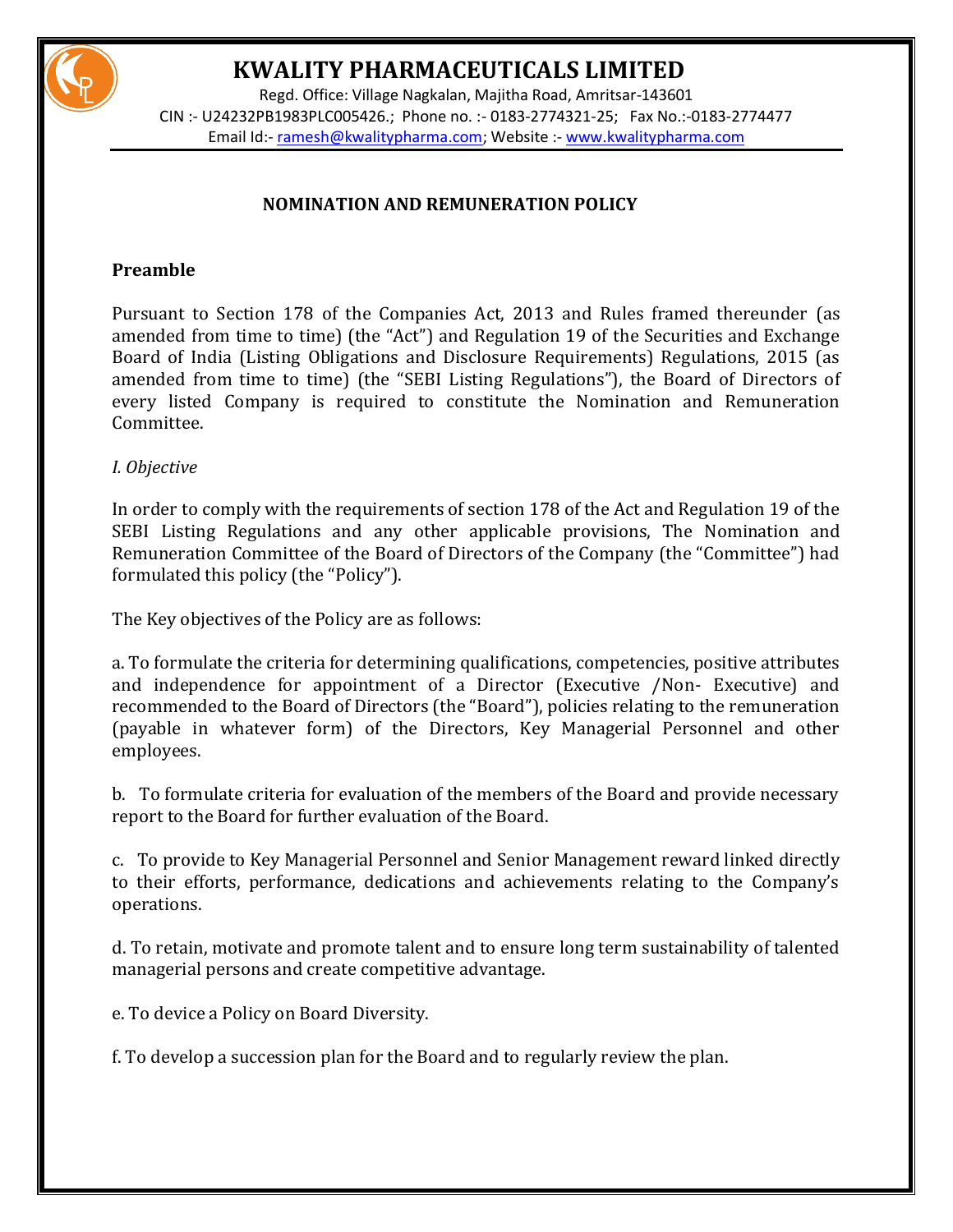# KWALITY PHARMACEUTICALS LIMITED

Regd. Office: Village Nagkalan, Majitha Road, Amritsar-143601
CIN :- U24232PB1983PLC005426.; Phone no. :- 0183-2774321-25; Fax No.:-0183-2774477
Email Id:- ramesh@kwalitypharma.com; Website :- www.kwalitypharma.com

## NOMINATION AND REMUNERATION POLICY

### Preamble

Pursuant to Section 178 of the Companies Act, 2013 and Rules framed thereunder (as amended from time to time) (the "Act") and Regulation 19 of the Securities and Exchange Board of India (Listing Obligations and Disclosure Requirements) Regulations, 2015 (as amended from time to time) (the "SEBI Listing Regulations"), the Board of Directors of every listed Company is required to constitute the Nomination and Remuneration Committee.

*I. Objective*

In order to comply with the requirements of section 178 of the Act and Regulation 19 of the SEBI Listing Regulations and any other applicable provisions, The Nomination and Remuneration Committee of the Board of Directors of the Company (the "Committee") had formulated this policy (the "Policy").

The Key objectives of the Policy are as follows:

a. To formulate the criteria for determining qualifications, competencies, positive attributes and independence for appointment of a Director (Executive /Non- Executive) and recommended to the Board of Directors (the "Board"), policies relating to the remuneration (payable in whatever form) of the Directors, Key Managerial Personnel and other employees.

b. To formulate criteria for evaluation of the members of the Board and provide necessary report to the Board for further evaluation of the Board.

c. To provide to Key Managerial Personnel and Senior Management reward linked directly to their efforts, performance, dedications and achievements relating to the Company's operations.

d. To retain, motivate and promote talent and to ensure long term sustainability of talented managerial persons and create competitive advantage.

e. To device a Policy on Board Diversity.

f. To develop a succession plan for the Board and to regularly review the plan.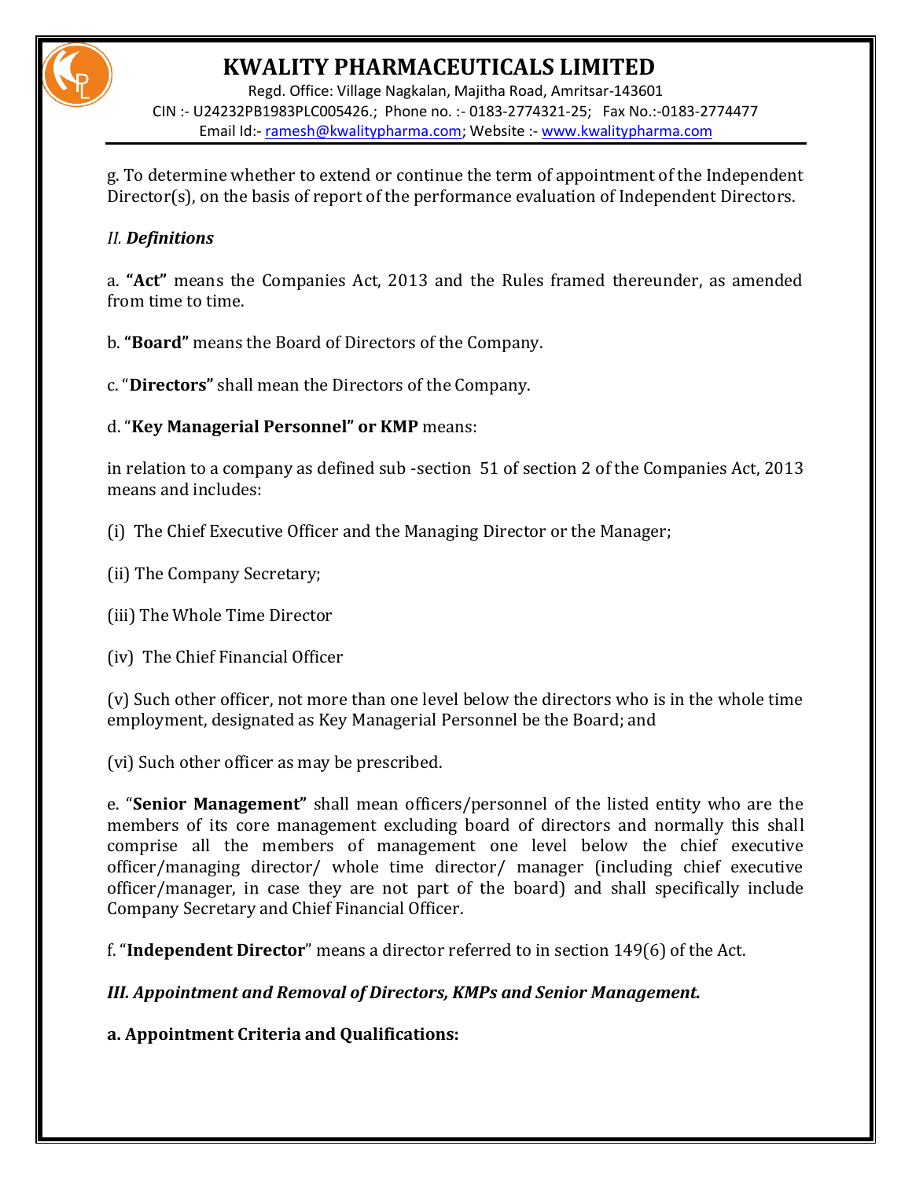g. To determine whether to extend or continue the term of appointment of the Independent Director(s), on the basis of report of the performance evaluation of Independent Directors.

## *II. Definitions*

a. **"Act"** means the Companies Act, 2013 and the Rules framed thereunder, as amended from time to time.

b. **"Board"** means the Board of Directors of the Company.

c. "**Directors"** shall mean the Directors of the Company.

d. "**Key Managerial Personnel" or KMP** means:

in relation to a company as defined sub -section 51 of section 2 of the Companies Act, 2013 means and includes:

(i) The Chief Executive Officer and the Managing Director or the Manager;

(ii) The Company Secretary;

(iii) The Whole Time Director

(iv) The Chief Financial Officer

(v) Such other officer, not more than one level below the directors who is in the whole time employment, designated as Key Managerial Personnel be the Board; and

(vi) Such other officer as may be prescribed.

e. "**Senior Management"** shall mean officers/personnel of the listed entity who are the members of its core management excluding board of directors and normally this shall comprise all the members of management one level below the chief executive officer/managing director/ whole time director/ manager (including chief executive officer/manager, in case they are not part of the board) and shall specifically include Company Secretary and Chief Financial Officer.

f. "**Independent Director**" means a director referred to in section 149(6) of the Act.

## *III. Appointment and Removal of Directors, KMPs and Senior Management.*

**a. Appointment Criteria and Qualifications:**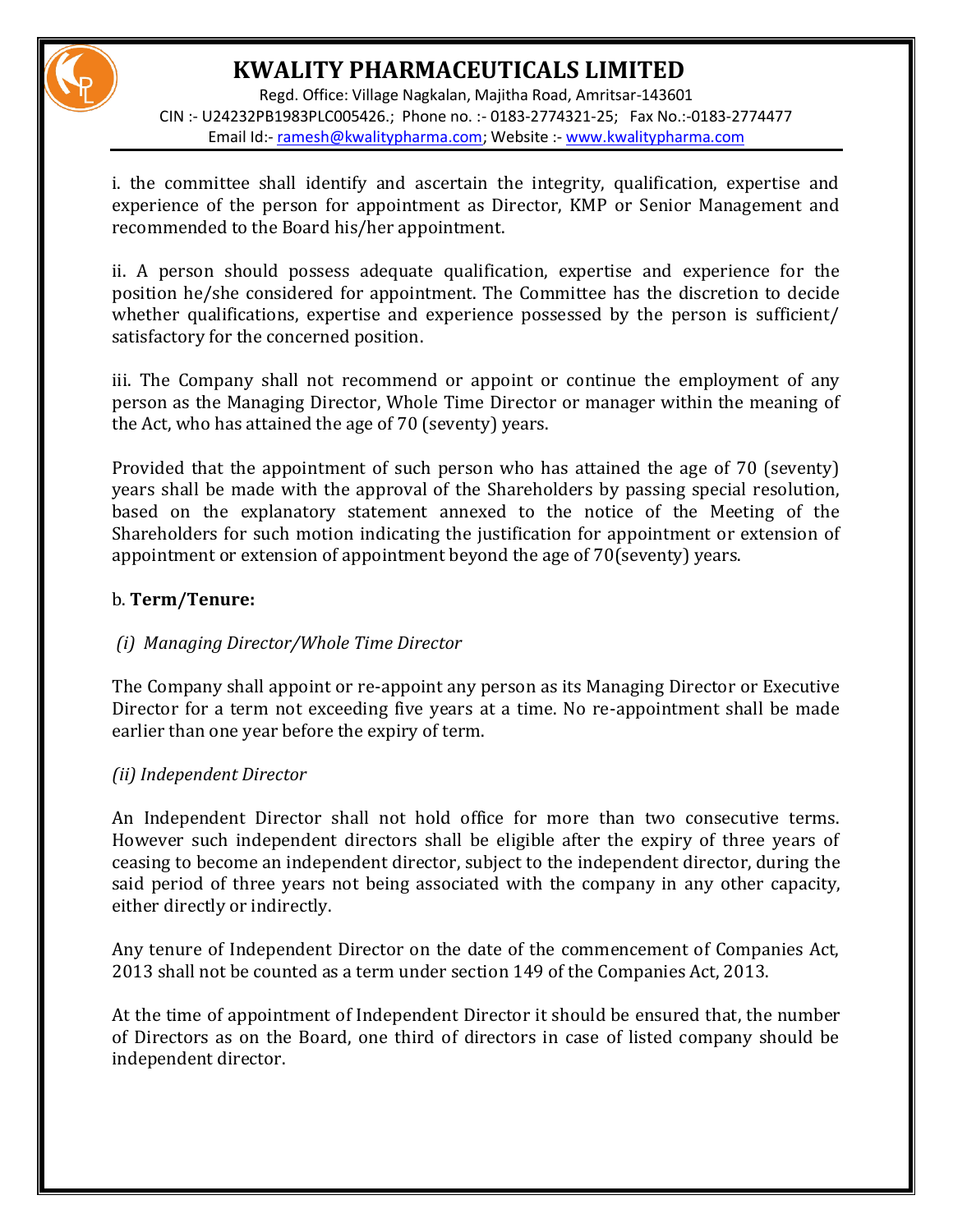i. the committee shall identify and ascertain the integrity, qualification, expertise and experience of the person for appointment as Director, KMP or Senior Management and recommended to the Board his/her appointment.

ii. A person should possess adequate qualification, expertise and experience for the position he/she considered for appointment. The Committee has the discretion to decide whether qualifications, expertise and experience possessed by the person is sufficient/ satisfactory for the concerned position.

iii. The Company shall not recommend or appoint or continue the employment of any person as the Managing Director, Whole Time Director or manager within the meaning of the Act, who has attained the age of 70 (seventy) years.

Provided that the appointment of such person who has attained the age of 70 (seventy) years shall be made with the approval of the Shareholders by passing special resolution, based on the explanatory statement annexed to the notice of the Meeting of the Shareholders for such motion indicating the justification for appointment or extension of appointment or extension of appointment beyond the age of 70(seventy) years.

b. **Term/Tenure:**

*(i) Managing Director/Whole Time Director*

The Company shall appoint or re-appoint any person as its Managing Director or Executive Director for a term not exceeding five years at a time. No re-appointment shall be made earlier than one year before the expiry of term.

*(ii) Independent Director*

An Independent Director shall not hold office for more than two consecutive terms. However such independent directors shall be eligible after the expiry of three years of ceasing to become an independent director, subject to the independent director, during the said period of three years not being associated with the company in any other capacity, either directly or indirectly.

Any tenure of Independent Director on the date of the commencement of Companies Act, 2013 shall not be counted as a term under section 149 of the Companies Act, 2013.

At the time of appointment of Independent Director it should be ensured that, the number of Directors as on the Board, one third of directors in case of listed company should be independent director.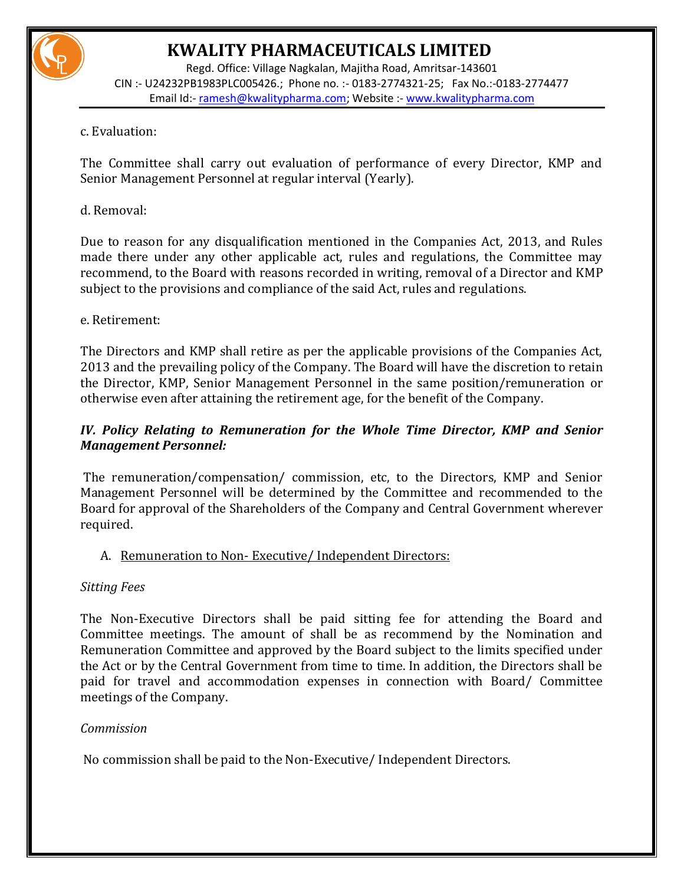c. Evaluation:

The Committee shall carry out evaluation of performance of every Director, KMP and Senior Management Personnel at regular interval (Yearly).

d. Removal:

Due to reason for any disqualification mentioned in the Companies Act, 2013, and Rules made there under any other applicable act, rules and regulations, the Committee may recommend, to the Board with reasons recorded in writing, removal of a Director and KMP subject to the provisions and compliance of the said Act, rules and regulations.

e. Retirement:

The Directors and KMP shall retire as per the applicable provisions of the Companies Act, 2013 and the prevailing policy of the Company. The Board will have the discretion to retain the Director, KMP, Senior Management Personnel in the same position/remuneration or otherwise even after attaining the retirement age, for the benefit of the Company.

***IV. Policy Relating to Remuneration for the Whole Time Director, KMP and Senior Management Personnel:***

The remuneration/compensation/ commission, etc, to the Directors, KMP and Senior Management Personnel will be determined by the Committee and recommended to the Board for approval of the Shareholders of the Company and Central Government wherever required.

A. Remuneration to Non- Executive/ Independent Directors:

*Sitting Fees*

The Non-Executive Directors shall be paid sitting fee for attending the Board and Committee meetings. The amount of shall be as recommend by the Nomination and Remuneration Committee and approved by the Board subject to the limits specified under the Act or by the Central Government from time to time. In addition, the Directors shall be paid for travel and accommodation expenses in connection with Board/ Committee meetings of the Company.

*Commission*

No commission shall be paid to the Non-Executive/ Independent Directors.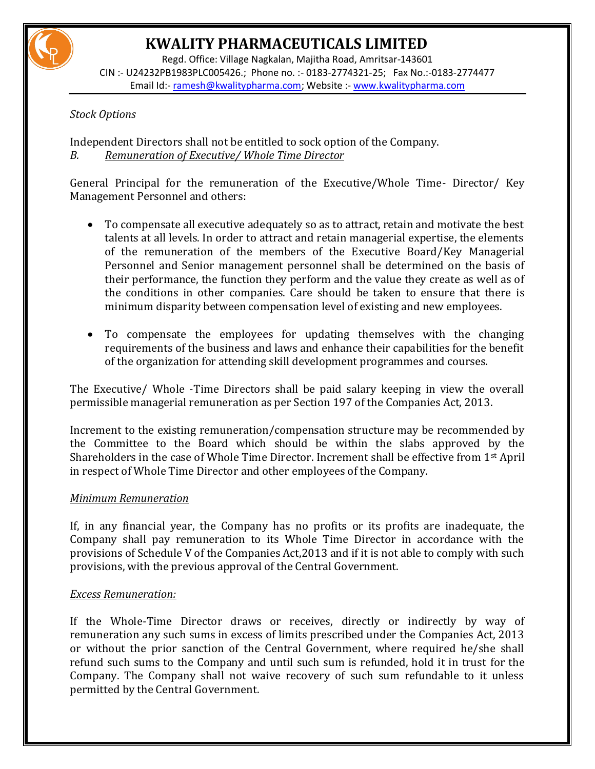*Stock Options*

Independent Directors shall not be entitled to sock option of the Company.

*B. Remuneration of Executive/ Whole Time Director*

General Principal for the remuneration of the Executive/Whole Time- Director/ Key Management Personnel and others:

- To compensate all executive adequately so as to attract, retain and motivate the best talents at all levels. In order to attract and retain managerial expertise, the elements of the remuneration of the members of the Executive Board/Key Managerial Personnel and Senior management personnel shall be determined on the basis of their performance, the function they perform and the value they create as well as of the conditions in other companies. Care should be taken to ensure that there is minimum disparity between compensation level of existing and new employees.

- To compensate the employees for updating themselves with the changing requirements of the business and laws and enhance their capabilities for the benefit of the organization for attending skill development programmes and courses.

The Executive/ Whole -Time Directors shall be paid salary keeping in view the overall permissible managerial remuneration as per Section 197 of the Companies Act, 2013.

Increment to the existing remuneration/compensation structure may be recommended by the Committee to the Board which should be within the slabs approved by the Shareholders in the case of Whole Time Director. Increment shall be effective from 1st April in respect of Whole Time Director and other employees of the Company.

*Minimum Remuneration*

If, in any financial year, the Company has no profits or its profits are inadequate, the Company shall pay remuneration to its Whole Time Director in accordance with the provisions of Schedule V of the Companies Act,2013 and if it is not able to comply with such provisions, with the previous approval of the Central Government.

*Excess Remuneration:*

If the Whole-Time Director draws or receives, directly or indirectly by way of remuneration any such sums in excess of limits prescribed under the Companies Act, 2013 or without the prior sanction of the Central Government, where required he/she shall refund such sums to the Company and until such sum is refunded, hold it in trust for the Company. The Company shall not waive recovery of such sum refundable to it unless permitted by the Central Government.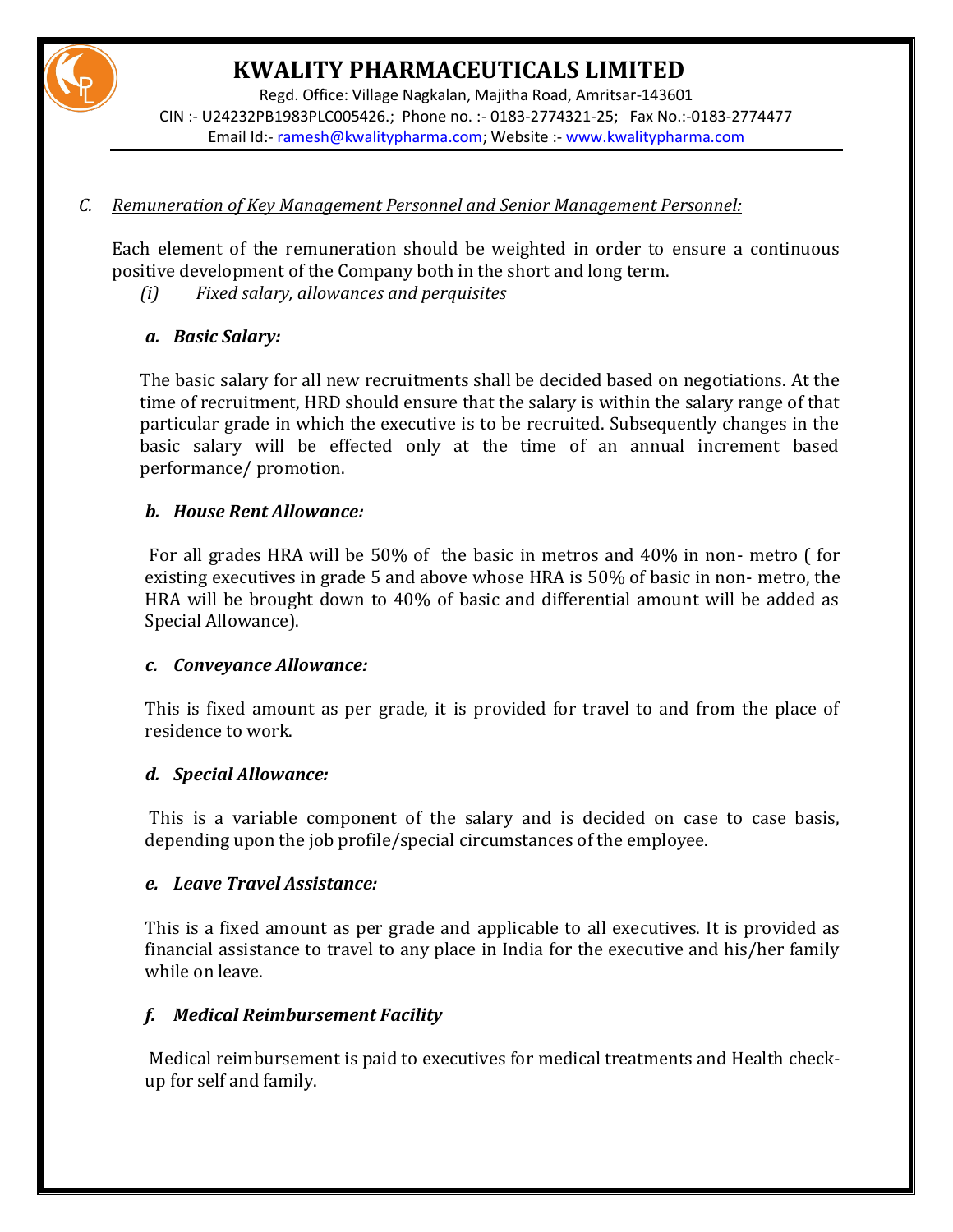C. *Remuneration of Key Management Personnel and Senior Management Personnel:*

Each element of the remuneration should be weighted in order to ensure a continuous positive development of the Company both in the short and long term.

(i) *Fixed salary, allowances and perquisites*

***a. Basic Salary:***

The basic salary for all new recruitments shall be decided based on negotiations. At the time of recruitment, HRD should ensure that the salary is within the salary range of that particular grade in which the executive is to be recruited. Subsequently changes in the basic salary will be effected only at the time of an annual increment based performance/ promotion.

***b. House Rent Allowance:***

For all grades HRA will be 50% of the basic in metros and 40% in non- metro ( for existing executives in grade 5 and above whose HRA is 50% of basic in non- metro, the HRA will be brought down to 40% of basic and differential amount will be added as Special Allowance).

***c. Conveyance Allowance:***

This is fixed amount as per grade, it is provided for travel to and from the place of residence to work.

***d. Special Allowance:***

This is a variable component of the salary and is decided on case to case basis, depending upon the job profile/special circumstances of the employee.

***e. Leave Travel Assistance:***

This is a fixed amount as per grade and applicable to all executives. It is provided as financial assistance to travel to any place in India for the executive and his/her family while on leave.

***f. Medical Reimbursement Facility***

Medical reimbursement is paid to executives for medical treatments and Health check-up for self and family.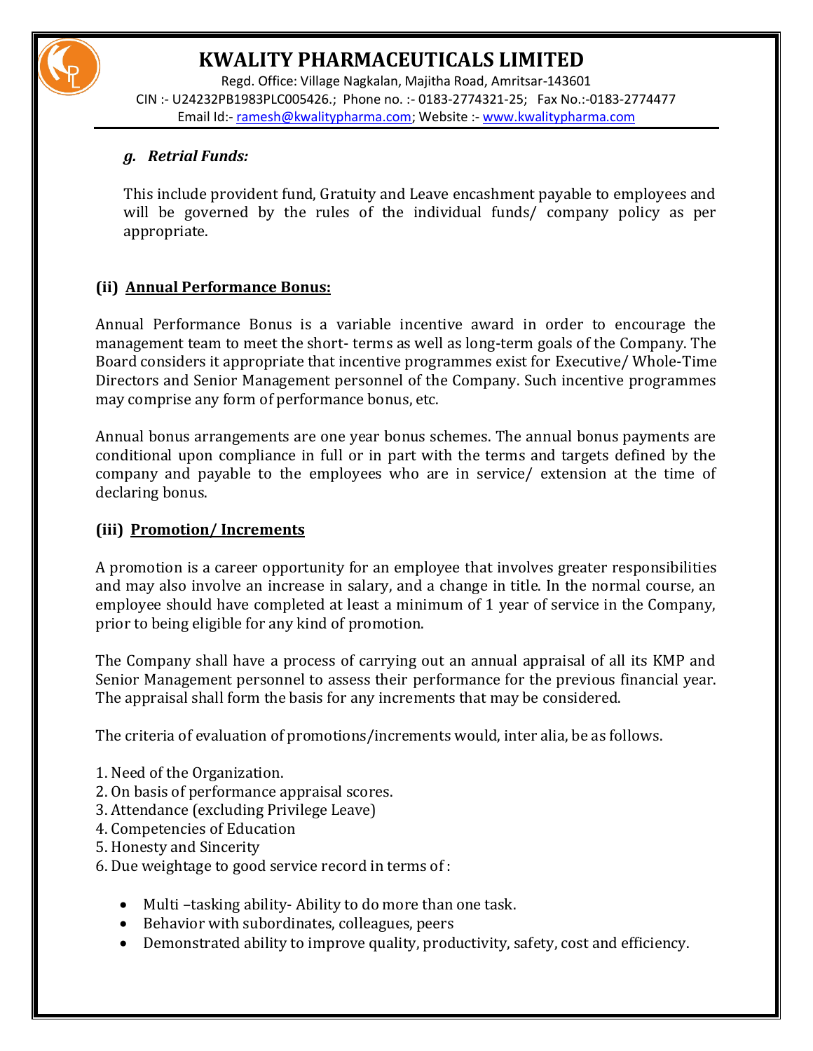### *g. Retrial Funds:*

This include provident fund, Gratuity and Leave encashment payable to employees and will be governed by the rules of the individual funds/ company policy as per appropriate.

### (ii) <u>Annual Performance Bonus:</u>

Annual Performance Bonus is a variable incentive award in order to encourage the management team to meet the short- terms as well as long-term goals of the Company. The Board considers it appropriate that incentive programmes exist for Executive/ Whole-Time Directors and Senior Management personnel of the Company. Such incentive programmes may comprise any form of performance bonus, etc.

Annual bonus arrangements are one year bonus schemes. The annual bonus payments are conditional upon compliance in full or in part with the terms and targets defined by the company and payable to the employees who are in service/ extension at the time of declaring bonus.

### (iii) <u>Promotion/ Increments</u>

A promotion is a career opportunity for an employee that involves greater responsibilities and may also involve an increase in salary, and a change in title. In the normal course, an employee should have completed at least a minimum of 1 year of service in the Company, prior to being eligible for any kind of promotion.

The Company shall have a process of carrying out an annual appraisal of all its KMP and Senior Management personnel to assess their performance for the previous financial year. The appraisal shall form the basis for any increments that may be considered.

The criteria of evaluation of promotions/increments would, inter alia, be as follows.

1. Need of the Organization.
2. On basis of performance appraisal scores.
3. Attendance (excluding Privilege Leave)
4. Competencies of Education
5. Honesty and Sincerity
6. Due weightage to good service record in terms of :

- Multi –tasking ability- Ability to do more than one task.
- Behavior with subordinates, colleagues, peers
- Demonstrated ability to improve quality, productivity, safety, cost and efficiency.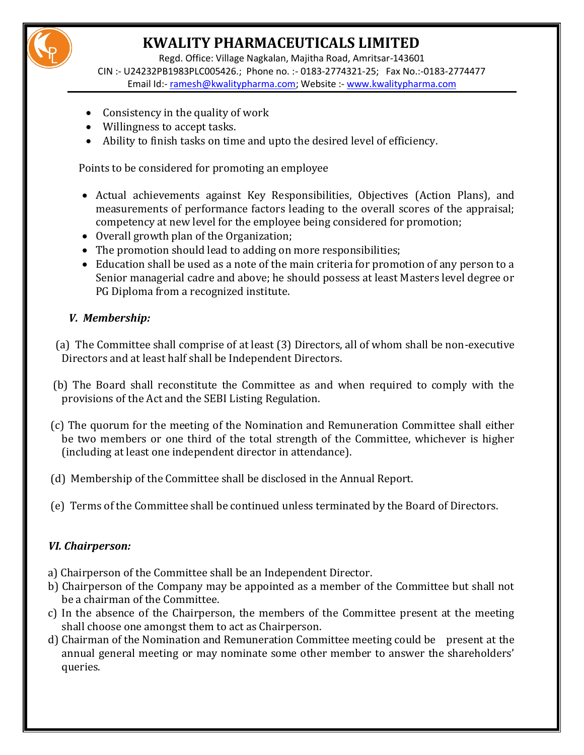- Consistency in the quality of work
- Willingness to accept tasks.
- Ability to finish tasks on time and upto the desired level of efficiency.

Points to be considered for promoting an employee

- Actual achievements against Key Responsibilities, Objectives (Action Plans), and measurements of performance factors leading to the overall scores of the appraisal; competency at new level for the employee being considered for promotion;
- Overall growth plan of the Organization;
- The promotion should lead to adding on more responsibilities;
- Education shall be used as a note of the main criteria for promotion of any person to a Senior managerial cadre and above; he should possess at least Masters level degree or PG Diploma from a recognized institute.

### *V. Membership:*

(a) The Committee shall comprise of at least (3) Directors, all of whom shall be non-executive Directors and at least half shall be Independent Directors.

(b) The Board shall reconstitute the Committee as and when required to comply with the provisions of the Act and the SEBI Listing Regulation.

(c) The quorum for the meeting of the Nomination and Remuneration Committee shall either be two members or one third of the total strength of the Committee, whichever is higher (including at least one independent director in attendance).

(d) Membership of the Committee shall be disclosed in the Annual Report.

(e) Terms of the Committee shall be continued unless terminated by the Board of Directors.

### *VI. Chairperson:*

a) Chairperson of the Committee shall be an Independent Director.
b) Chairperson of the Company may be appointed as a member of the Committee but shall not be a chairman of the Committee.
c) In the absence of the Chairperson, the members of the Committee present at the meeting shall choose one amongst them to act as Chairperson.
d) Chairman of the Nomination and Remuneration Committee meeting could be present at the annual general meeting or may nominate some other member to answer the shareholders' queries.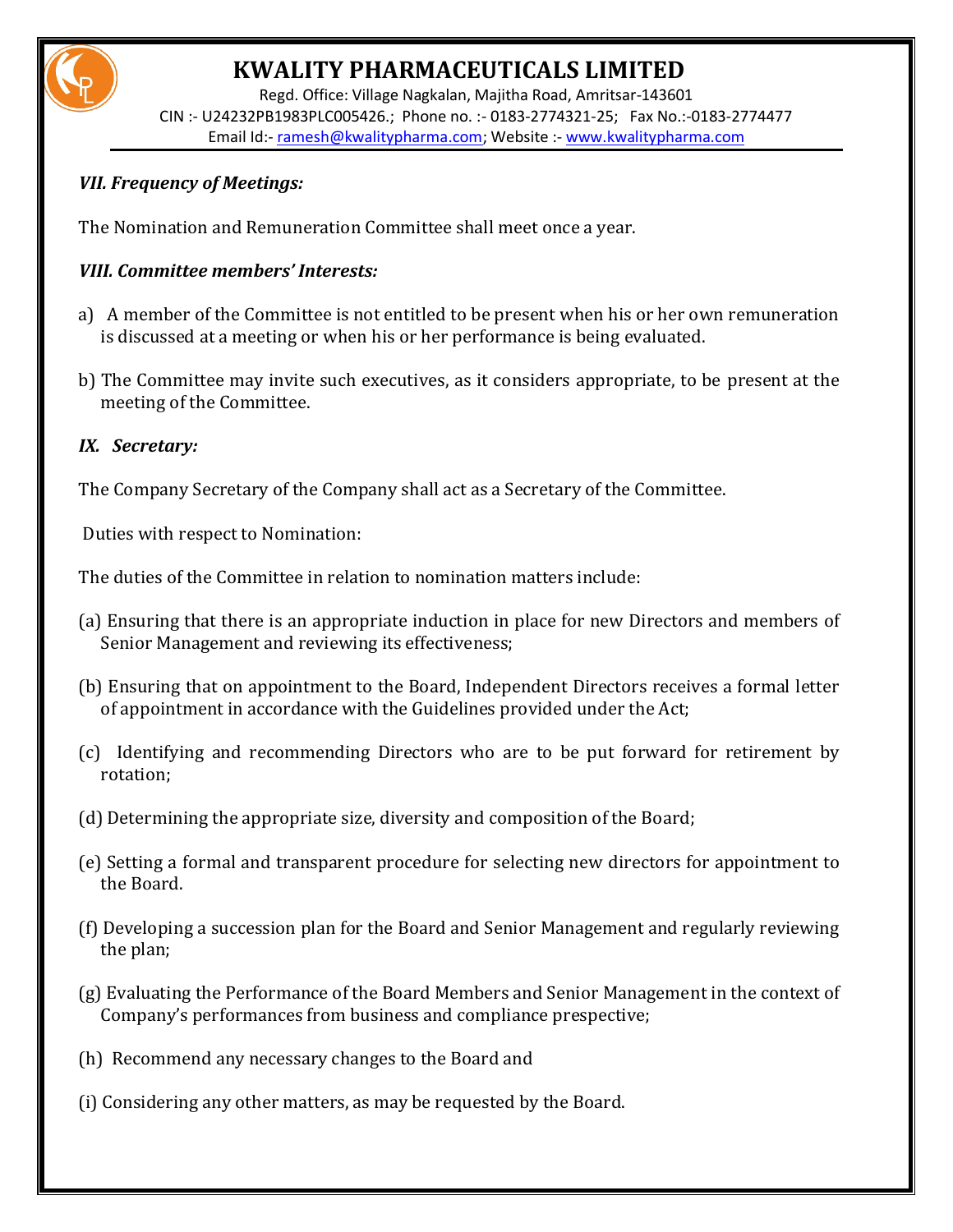***VII. Frequency of Meetings:***

The Nomination and Remuneration Committee shall meet once a year.

***VIII. Committee members' Interests:***

a) A member of the Committee is not entitled to be present when his or her own remuneration is discussed at a meeting or when his or her performance is being evaluated.

b) The Committee may invite such executives, as it considers appropriate, to be present at the meeting of the Committee.

***IX. Secretary:***

The Company Secretary of the Company shall act as a Secretary of the Committee.

Duties with respect to Nomination:

The duties of the Committee in relation to nomination matters include:

(a) Ensuring that there is an appropriate induction in place for new Directors and members of Senior Management and reviewing its effectiveness;

(b) Ensuring that on appointment to the Board, Independent Directors receives a formal letter of appointment in accordance with the Guidelines provided under the Act;

(c) Identifying and recommending Directors who are to be put forward for retirement by rotation;

(d) Determining the appropriate size, diversity and composition of the Board;

(e) Setting a formal and transparent procedure for selecting new directors for appointment to the Board.

(f) Developing a succession plan for the Board and Senior Management and regularly reviewing the plan;

(g) Evaluating the Performance of the Board Members and Senior Management in the context of Company's performances from business and compliance prespective;

(h) Recommend any necessary changes to the Board and

(i) Considering any other matters, as may be requested by the Board.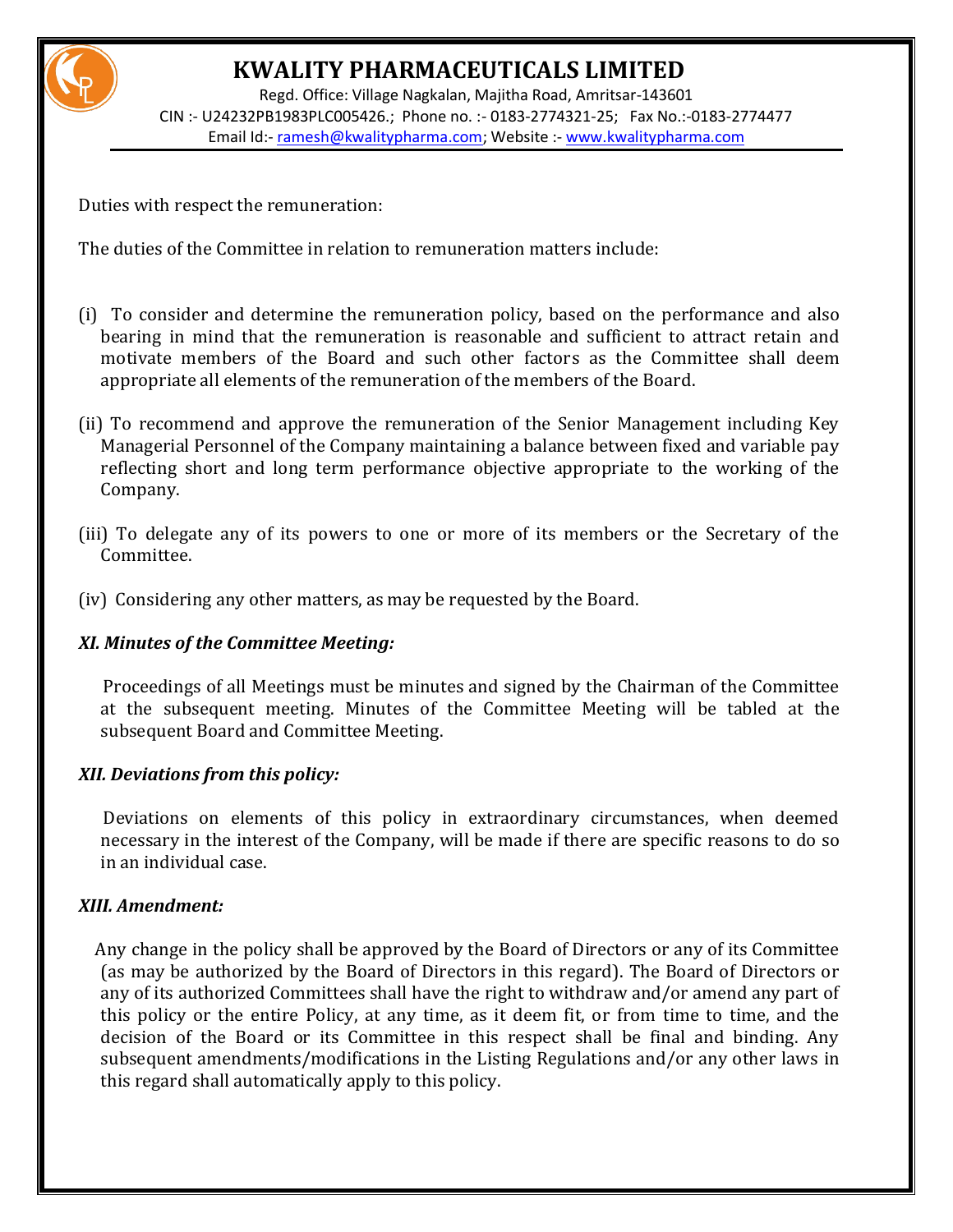Duties with respect the remuneration:

The duties of the Committee in relation to remuneration matters include:

(i) To consider and determine the remuneration policy, based on the performance and also bearing in mind that the remuneration is reasonable and sufficient to attract retain and motivate members of the Board and such other factors as the Committee shall deem appropriate all elements of the remuneration of the members of the Board.

(ii) To recommend and approve the remuneration of the Senior Management including Key Managerial Personnel of the Company maintaining a balance between fixed and variable pay reflecting short and long term performance objective appropriate to the working of the Company.

(iii) To delegate any of its powers to one or more of its members or the Secretary of the Committee.

(iv) Considering any other matters, as may be requested by the Board.

***XI. Minutes of the Committee Meeting:***

Proceedings of all Meetings must be minutes and signed by the Chairman of the Committee at the subsequent meeting. Minutes of the Committee Meeting will be tabled at the subsequent Board and Committee Meeting.

***XII. Deviations from this policy:***

Deviations on elements of this policy in extraordinary circumstances, when deemed necessary in the interest of the Company, will be made if there are specific reasons to do so in an individual case.

***XIII. Amendment:***

Any change in the policy shall be approved by the Board of Directors or any of its Committee (as may be authorized by the Board of Directors in this regard). The Board of Directors or any of its authorized Committees shall have the right to withdraw and/or amend any part of this policy or the entire Policy, at any time, as it deem fit, or from time to time, and the decision of the Board or its Committee in this respect shall be final and binding. Any subsequent amendments/modifications in the Listing Regulations and/or any other laws in this regard shall automatically apply to this policy.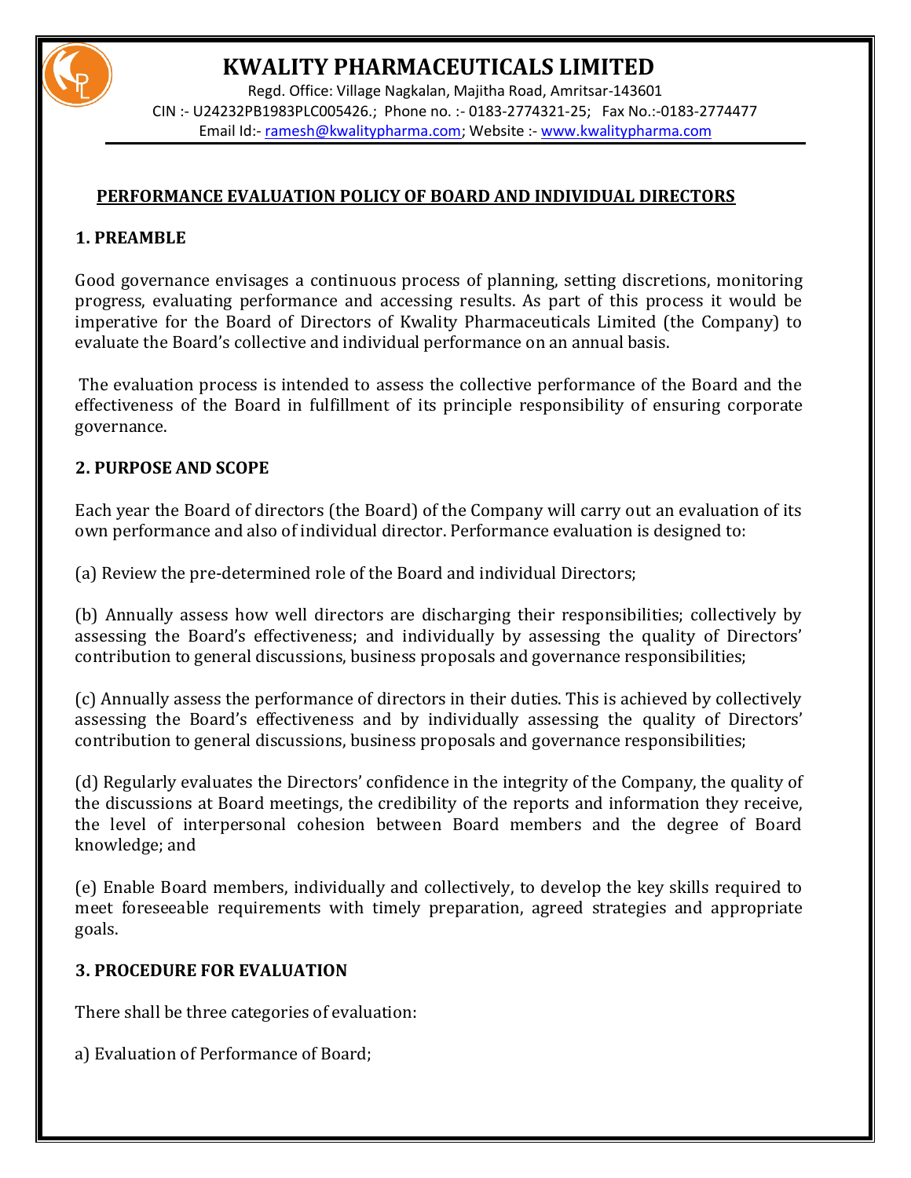# KWALITY PHARMACEUTICALS LIMITED

Regd. Office: Village Nagkalan, Majitha Road, Amritsar-143601
CIN :- U24232PB1983PLC005426.; Phone no. :- 0183-2774321-25; Fax No.:-0183-2774477
Email Id:- ramesh@kwalitypharma.com; Website :- www.kwalitypharma.com

## PERFORMANCE EVALUATION POLICY OF BOARD AND INDIVIDUAL DIRECTORS

### 1. PREAMBLE

Good governance envisages a continuous process of planning, setting discretions, monitoring progress, evaluating performance and accessing results. As part of this process it would be imperative for the Board of Directors of Kwality Pharmaceuticals Limited (the Company) to evaluate the Board's collective and individual performance on an annual basis.

The evaluation process is intended to assess the collective performance of the Board and the effectiveness of the Board in fulfillment of its principle responsibility of ensuring corporate governance.

### 2. PURPOSE AND SCOPE

Each year the Board of directors (the Board) of the Company will carry out an evaluation of its own performance and also of individual director. Performance evaluation is designed to:

(a) Review the pre-determined role of the Board and individual Directors;

(b) Annually assess how well directors are discharging their responsibilities; collectively by assessing the Board's effectiveness; and individually by assessing the quality of Directors' contribution to general discussions, business proposals and governance responsibilities;

(c) Annually assess the performance of directors in their duties. This is achieved by collectively assessing the Board's effectiveness and by individually assessing the quality of Directors' contribution to general discussions, business proposals and governance responsibilities;

(d) Regularly evaluates the Directors' confidence in the integrity of the Company, the quality of the discussions at Board meetings, the credibility of the reports and information they receive, the level of interpersonal cohesion between Board members and the degree of Board knowledge; and

(e) Enable Board members, individually and collectively, to develop the key skills required to meet foreseeable requirements with timely preparation, agreed strategies and appropriate goals.

### 3. PROCEDURE FOR EVALUATION

There shall be three categories of evaluation:

a) Evaluation of Performance of Board;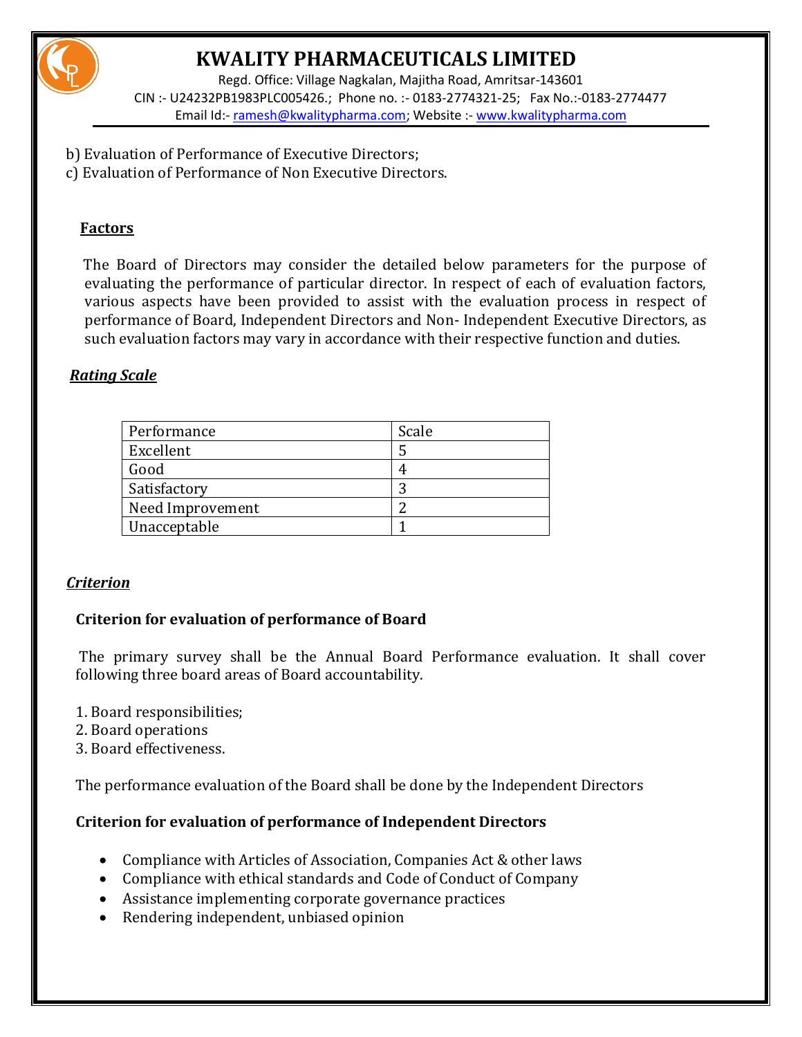b) Evaluation of Performance of Executive Directors;
c) Evaluation of Performance of Non Executive Directors.

**Factors**

The Board of Directors may consider the detailed below parameters for the purpose of evaluating the performance of particular director. In respect of each of evaluation factors, various aspects have been provided to assist with the evaluation process in respect of performance of Board, Independent Directors and Non- Independent Executive Directors, as such evaluation factors may vary in accordance with their respective function and duties.

***Rating Scale***

| Performance | Scale |
|---|---|
| Excellent | 5 |
| Good | 4 |
| Satisfactory | 3 |
| Need Improvement | 2 |
| Unacceptable | 1 |

***Criterion***

**Criterion for evaluation of performance of Board**

The primary survey shall be the Annual Board Performance evaluation. It shall cover following three board areas of Board accountability.

1. Board responsibilities;
2. Board operations
3. Board effectiveness.

The performance evaluation of the Board shall be done by the Independent Directors

**Criterion for evaluation of performance of Independent Directors**

- Compliance with Articles of Association, Companies Act & other laws
- Compliance with ethical standards and Code of Conduct of Company
- Assistance implementing corporate governance practices
- Rendering independent, unbiased opinion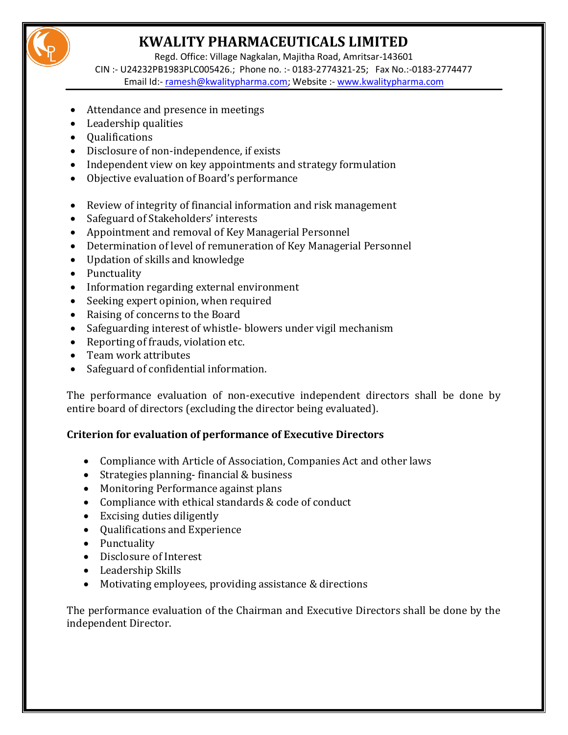- Attendance and presence in meetings
- Leadership qualities
- Qualifications
- Disclosure of non-independence, if exists
- Independent view on key appointments and strategy formulation
- Objective evaluation of Board's performance

- Review of integrity of financial information and risk management
- Safeguard of Stakeholders' interests
- Appointment and removal of Key Managerial Personnel
- Determination of level of remuneration of Key Managerial Personnel
- Updation of skills and knowledge
- Punctuality
- Information regarding external environment
- Seeking expert opinion, when required
- Raising of concerns to the Board
- Safeguarding interest of whistle- blowers under vigil mechanism
- Reporting of frauds, violation etc.
- Team work attributes
- Safeguard of confidential information.

The performance evaluation of non-executive independent directors shall be done by entire board of directors (excluding the director being evaluated).

**Criterion for evaluation of performance of Executive Directors**

- Compliance with Article of Association, Companies Act and other laws
- Strategies planning- financial & business
- Monitoring Performance against plans
- Compliance with ethical standards & code of conduct
- Excising duties diligently
- Qualifications and Experience
- Punctuality
- Disclosure of Interest
- Leadership Skills
- Motivating employees, providing assistance & directions

The performance evaluation of the Chairman and Executive Directors shall be done by the independent Director.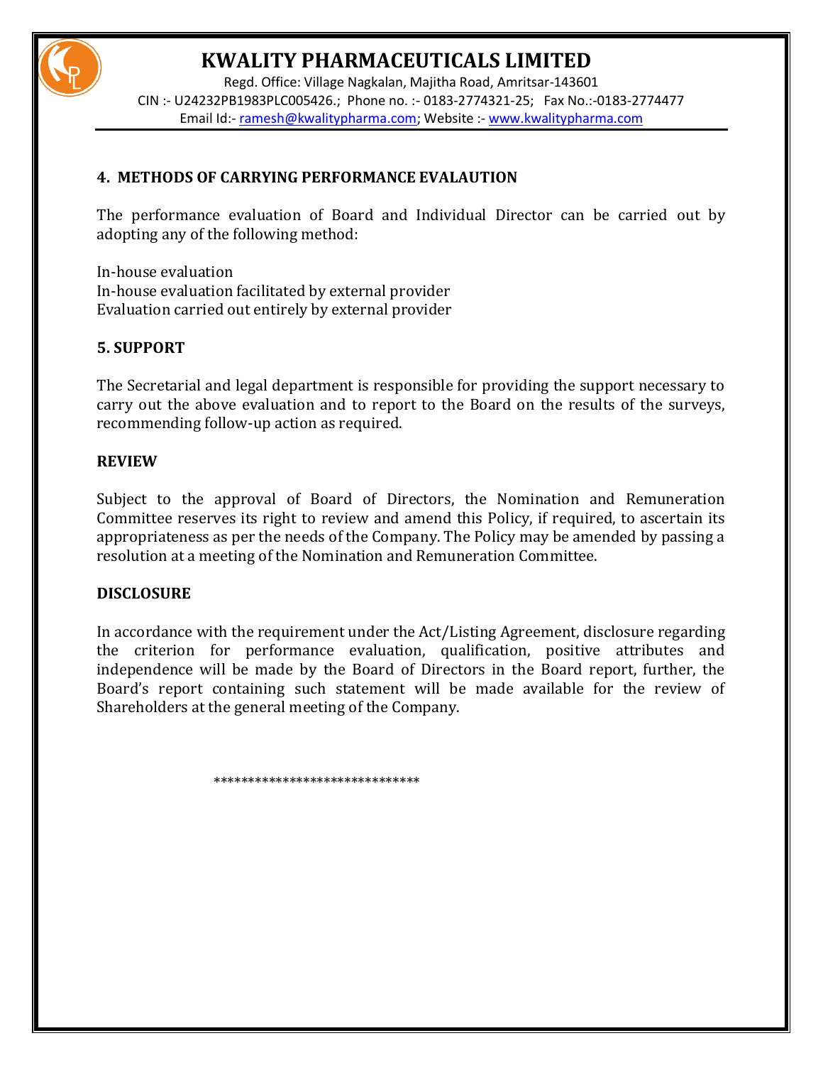## 4. METHODS OF CARRYING PERFORMANCE EVALAUTION

The performance evaluation of Board and Individual Director can be carried out by adopting any of the following method:

In-house evaluation
In-house evaluation facilitated by external provider
Evaluation carried out entirely by external provider

## 5. SUPPORT

The Secretarial and legal department is responsible for providing the support necessary to carry out the above evaluation and to report to the Board on the results of the surveys, recommending follow-up action as required.

## REVIEW

Subject to the approval of Board of Directors, the Nomination and Remuneration Committee reserves its right to review and amend this Policy, if required, to ascertain its appropriateness as per the needs of the Company. The Policy may be amended by passing a resolution at a meeting of the Nomination and Remuneration Committee.

## DISCLOSURE

In accordance with the requirement under the Act/Listing Agreement, disclosure regarding the criterion for performance evaluation, qualification, positive attributes and independence will be made by the Board of Directors in the Board report, further, the Board's report containing such statement will be made available for the review of Shareholders at the general meeting of the Company.

*****************************